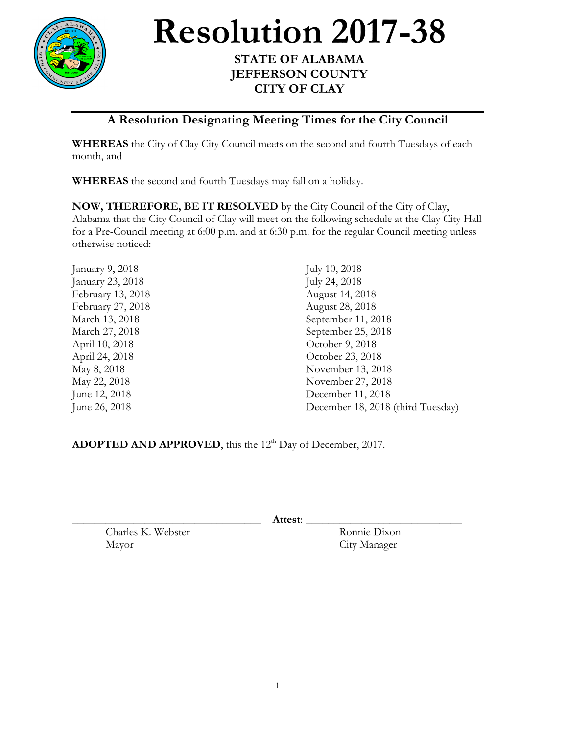# Resolution 2017-38

**STATE OF ALABAMA**
**JEFFERSON COUNTY**
**CITY OF CLAY**

## A Resolution Designating Meeting Times for the City Council

**WHEREAS** the City of Clay City Council meets on the second and fourth Tuesdays of each month, and

**WHEREAS** the second and fourth Tuesdays may fall on a holiday.

**NOW, THEREFORE, BE IT RESOLVED** by the City Council of the City of Clay, Alabama that the City Council of Clay will meet on the following schedule at the Clay City Hall for a Pre-Council meeting at 6:00 p.m. and at 6:30 p.m. for the regular Council meeting unless otherwise noticed:

January 9, 2018
January 23, 2018
February 13, 2018
February 27, 2018
March 13, 2018
March 27, 2018
April 10, 2018
April 24, 2018
May 8, 2018
May 22, 2018
June 12, 2018
June 26, 2018
July 10, 2018
July 24, 2018
August 14, 2018
August 28, 2018
September 11, 2018
September 25, 2018
October 9, 2018
October 23, 2018
November 13, 2018
November 27, 2018
December 11, 2018
December 18, 2018 (third Tuesday)

**ADOPTED AND APPROVED**, this the 12th Day of December, 2017.

\_\_\_\_\_\_\_\_\_\_\_\_\_\_\_\_\_\_\_\_\_\_\_\_\_\_\_\_\_\_\_\_\_\_
Charles K. Webster
Mayor

**Attest**: \_\_\_\_\_\_\_\_\_\_\_\_\_\_\_\_\_\_\_\_\_\_\_\_\_\_\_\_\_\_
Ronnie Dixon
City Manager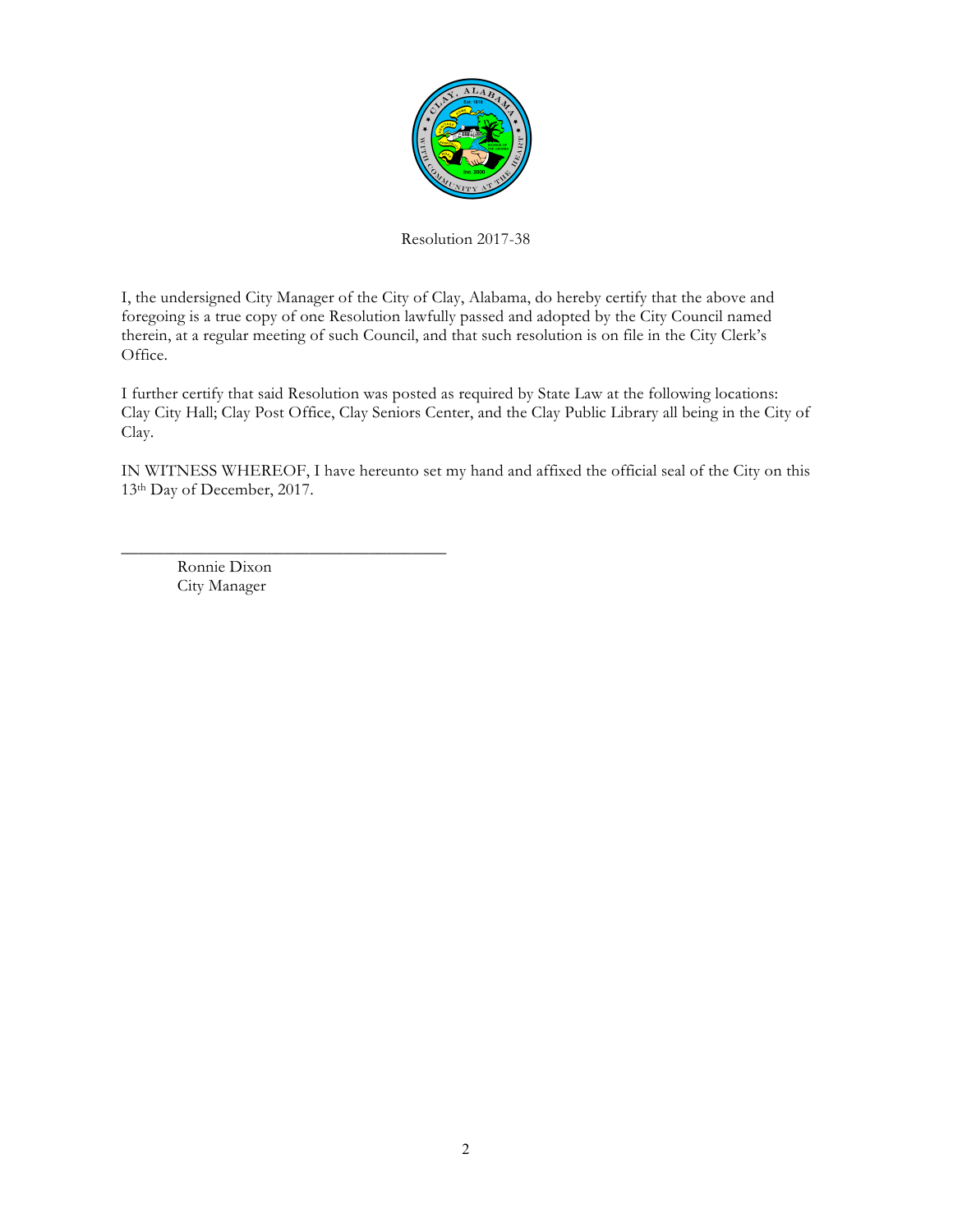Resolution 2017-38

I, the undersigned City Manager of the City of Clay, Alabama, do hereby certify that the above and foregoing is a true copy of one Resolution lawfully passed and adopted by the City Council named therein, at a regular meeting of such Council, and that such resolution is on file in the City Clerk's Office.

I further certify that said Resolution was posted as required by State Law at the following locations: Clay City Hall; Clay Post Office, Clay Seniors Center, and the Clay Public Library all being in the City of Clay.

IN WITNESS WHEREOF, I have hereunto set my hand and affixed the official seal of the City on this 13th Day of December, 2017.

\_\_\_\_\_\_\_\_\_\_\_\_\_\_\_\_\_\_\_\_\_\_\_\_\_\_\_\_\_\_\_\_\_\_\_\_\_\_\_\_

Ronnie Dixon
City Manager